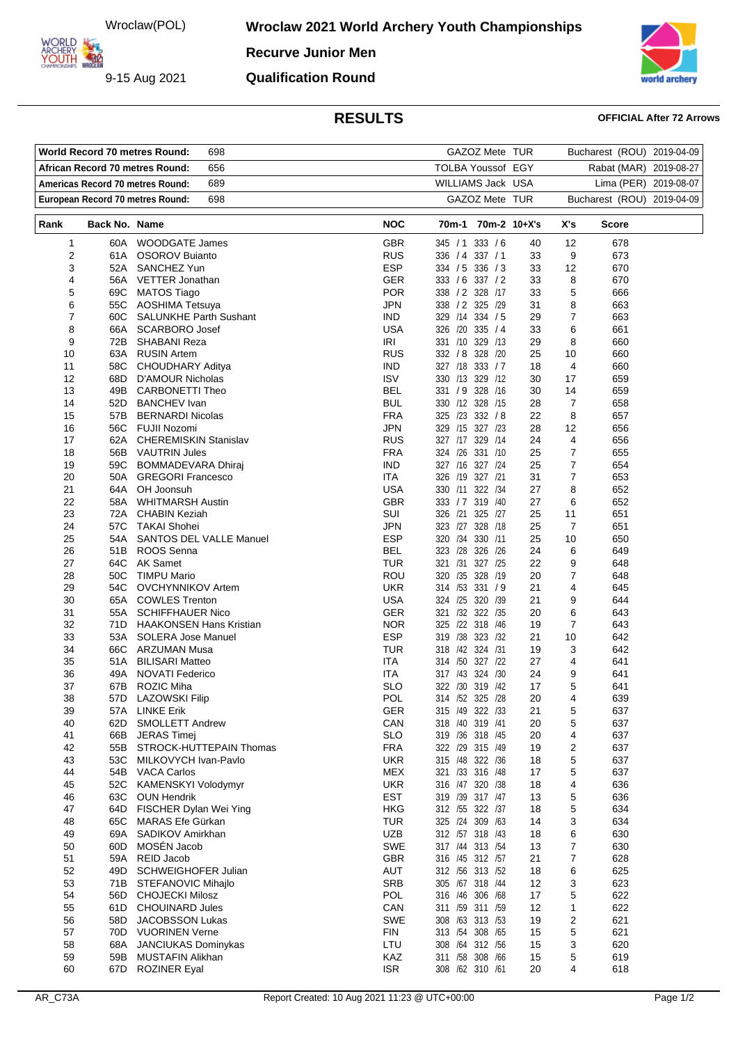Wroclaw(POL)

9-15 Aug 2021

# Wroclaw 2021 World Archery Youth Championships

## Recurve Junior Men

## Qualification Round

## RESULTS

**OFFICIAL After 72 Arrows**

| | | | |
|---|---|---|---|
| **World Record 70 metres Round:** | 698 | GAZOZ Mete TUR | Bucharest (ROU) 2019-04-09 |
| **African Record 70 metres Round:** | 656 | TOLBA Youssof EGY | Rabat (MAR) 2019-08-27 |
| **Americas Record 70 metres Round:** | 689 | WILLIAMS Jack USA | Lima (PER) 2019-08-07 |
| **European Record 70 metres Round:** | 698 | GAZOZ Mete TUR | Bucharest (ROU) 2019-04-09 |

| Rank | Back No. | Name | NOC | 70m-1 | 70m-2 | 10+X's | X's | Score |
|---|---|---|---|---|---|---|---|---|
| 1 | 60A | WOODGATE James | GBR | 345 / 1 | 333 / 6 | 40 | 12 | 678 |
| 2 | 61A | OSOROV Buianto | RUS | 336 / 4 | 337 / 1 | 33 | 9 | 673 |
| 3 | 52A | SANCHEZ Yun | ESP | 334 / 5 | 336 / 3 | 33 | 12 | 670 |
| 4 | 56A | VETTER Jonathan | GER | 333 / 6 | 337 / 2 | 33 | 8 | 670 |
| 5 | 69C | MATOS Tiago | POR | 338 / 2 | 328 /17 | 33 | 5 | 666 |
| 6 | 55C | AOSHIMA Tetsuya | JPN | 338 / 2 | 325 /29 | 31 | 8 | 663 |
| 7 | 60C | SALUNKHE Parth Sushant | IND | 329 /14 | 334 / 5 | 29 | 7 | 663 |
| 8 | 66A | SCARBORO Josef | USA | 326 /20 | 335 / 4 | 33 | 6 | 661 |
| 9 | 72B | SHABANI Reza | IRI | 331 /10 | 329 /13 | 29 | 8 | 660 |
| 10 | 63A | RUSIN Artem | RUS | 332 / 8 | 328 /20 | 25 | 10 | 660 |
| 11 | 58C | CHOUDHARY Aditya | IND | 327 /18 | 333 / 7 | 18 | 4 | 660 |
| 12 | 68D | D'AMOUR Nicholas | ISV | 330 /13 | 329 /12 | 30 | 17 | 659 |
| 13 | 49B | CARBONETTI Theo | BEL | 331 / 9 | 328 /16 | 30 | 14 | 659 |
| 14 | 52D | BANCHEV Ivan | BUL | 330 /12 | 328 /15 | 28 | 7 | 658 |
| 15 | 57B | BERNARDI Nicolas | FRA | 325 /23 | 332 / 8 | 22 | 8 | 657 |
| 16 | 56C | FUJII Nozomi | JPN | 329 /15 | 327 /23 | 28 | 12 | 656 |
| 17 | 62A | CHEREMISKIN Stanislav | RUS | 327 /17 | 329 /14 | 24 | 4 | 656 |
| 18 | 56B | VAUTRIN Jules | FRA | 324 /26 | 331 /10 | 25 | 7 | 655 |
| 19 | 59C | BOMMADEVARA Dhiraj | IND | 327 /16 | 327 /24 | 25 | 7 | 654 |
| 20 | 50A | GREGORI Francesco | ITA | 326 /19 | 327 /21 | 31 | 7 | 653 |
| 21 | 64A | OH Joonsuh | USA | 330 /11 | 322 /34 | 27 | 8 | 652 |
| 22 | 58A | WHITMARSH Austin | GBR | 333 / 7 | 319 /40 | 27 | 6 | 652 |
| 23 | 72A | CHABIN Keziah | SUI | 326 /21 | 325 /27 | 25 | 11 | 651 |
| 24 | 57C | TAKAI Shohei | JPN | 323 /27 | 328 /18 | 25 | 7 | 651 |
| 25 | 54A | SANTOS DEL VALLE Manuel | ESP | 320 /34 | 330 /11 | 25 | 10 | 650 |
| 26 | 51B | ROOS Senna | BEL | 323 /28 | 326 /26 | 24 | 6 | 649 |
| 27 | 64C | AK Samet | TUR | 321 /31 | 327 /25 | 22 | 9 | 648 |
| 28 | 50C | TIMPU Mario | ROU | 320 /35 | 328 /19 | 20 | 7 | 648 |
| 29 | 54C | OVCHYNNIKOV Artem | UKR | 314 /53 | 331 / 9 | 21 | 4 | 645 |
| 30 | 65A | COWLES Trenton | USA | 324 /25 | 320 /39 | 21 | 9 | 644 |
| 31 | 55A | SCHIFFHAUER Nico | GER | 321 /32 | 322 /35 | 20 | 6 | 643 |
| 32 | 71D | HAAKONSEN Hans Kristian | NOR | 325 /22 | 318 /46 | 19 | 7 | 643 |
| 33 | 53A | SOLERA Jose Manuel | ESP | 319 /38 | 323 /32 | 21 | 10 | 642 |
| 34 | 66C | ARZUMAN Musa | TUR | 318 /42 | 324 /31 | 19 | 3 | 642 |
| 35 | 51A | BILISARI Matteo | ITA | 314 /50 | 327 /22 | 27 | 4 | 641 |
| 36 | 49A | NOVATI Federico | ITA | 317 /43 | 324 /30 | 24 | 9 | 641 |
| 37 | 67B | ROZIC Miha | SLO | 322 /30 | 319 /42 | 17 | 5 | 641 |
| 38 | 57D | LAZOWSKI Filip | POL | 314 /52 | 325 /28 | 20 | 4 | 639 |
| 39 | 57A | LINKE Erik | GER | 315 /49 | 322 /33 | 21 | 5 | 637 |
| 40 | 62D | SMOLLETT Andrew | CAN | 318 /40 | 319 /41 | 20 | 5 | 637 |
| 41 | 66B | JERAS Timej | SLO | 319 /36 | 318 /45 | 20 | 4 | 637 |
| 42 | 55B | STROCK-HUTTEPAIN Thomas | FRA | 322 /29 | 315 /49 | 19 | 2 | 637 |
| 43 | 53C | MILKOVYCH Ivan-Pavlo | UKR | 315 /48 | 322 /36 | 18 | 5 | 637 |
| 44 | 54B | VACA Carlos | MEX | 321 /33 | 316 /48 | 17 | 5 | 637 |
| 45 | 52C | KAMENSKYI Volodymyr | UKR | 316 /47 | 320 /38 | 18 | 4 | 636 |
| 46 | 63C | OUN Hendrik | EST | 319 /39 | 317 /47 | 13 | 5 | 636 |
| 47 | 64D | FISCHER Dylan Wei Ying | HKG | 312 /55 | 322 /37 | 18 | 5 | 634 |
| 48 | 65C | MARAS Efe Gürkan | TUR | 325 /24 | 309 /63 | 14 | 3 | 634 |
| 49 | 69A | SADIKOV Amirkhan | UZB | 312 /57 | 318 /43 | 18 | 6 | 630 |
| 50 | 60D | MOSÉN Jacob | SWE | 317 /44 | 313 /54 | 13 | 7 | 630 |
| 51 | 59A | REID Jacob | GBR | 316 /45 | 312 /57 | 21 | 7 | 628 |
| 52 | 49D | SCHWEIGHOFER Julian | AUT | 312 /56 | 313 /52 | 18 | 6 | 625 |
| 53 | 71B | STEFANOVIC Mihajlo | SRB | 305 /67 | 318 /44 | 12 | 3 | 623 |
| 54 | 56D | CHOJECKI Milosz | POL | 316 /46 | 306 /68 | 17 | 5 | 622 |
| 55 | 61D | CHOUINARD Jules | CAN | 311 /59 | 311 /59 | 12 | 1 | 622 |
| 56 | 58D | JACOBSSON Lukas | SWE | 308 /63 | 313 /53 | 19 | 2 | 621 |
| 57 | 70D | VUORINEN Verne | FIN | 313 /54 | 308 /65 | 15 | 5 | 621 |
| 58 | 68A | JANCIUKAS Dominykas | LTU | 308 /64 | 312 /56 | 15 | 3 | 620 |
| 59 | 59B | MUSTAFIN Alikhan | KAZ | 311 /58 | 308 /66 | 15 | 5 | 619 |
| 60 | 67D | ROZINER Eyal | ISR | 308 /62 | 310 /61 | 20 | 4 | 618 |

AR_C73A Report Created: 10 Aug 2021 11:23 @ UTC+00:00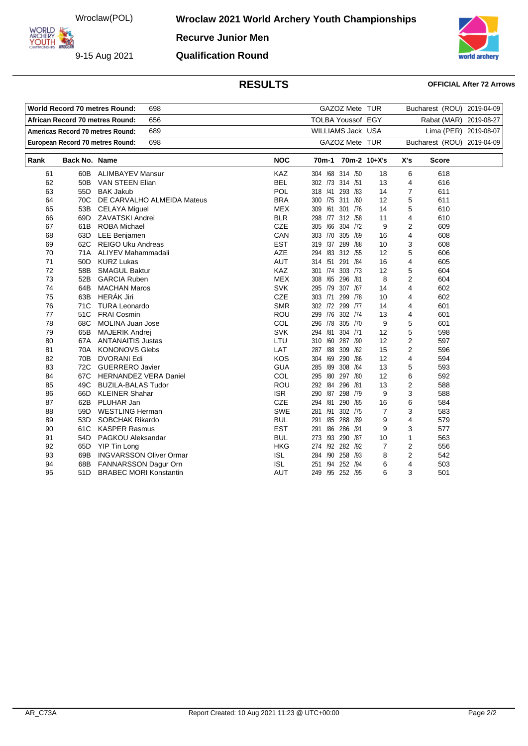Wroclaw(POL)

9-15 Aug 2021

# Wroclaw 2021 World Archery Youth Championships

## Recurve Junior Men

## Qualification Round

## RESULTS

**OFFICIAL After 72 Arrows**

| | | | | |
|---|---|---|---|---|
| **World Record 70 metres Round:** | 698 | GAZOZ Mete TUR | Bucharest (ROU) | 2019-04-09 |
| **African Record 70 metres Round:** | 656 | TOLBA Youssof EGY | Rabat (MAR) | 2019-08-27 |
| **Americas Record 70 metres Round:** | 689 | WILLIAMS Jack USA | Lima (PER) | 2019-08-07 |
| **European Record 70 metres Round:** | 698 | GAZOZ Mete TUR | Bucharest (ROU) | 2019-04-09 |

| Rank | Back No. | Name | NOC | 70m-1 | 70m-2 | 10+X's | X's | Score |
|---|---|---|---|---|---|---|---|---|
| 61 | 60B | ALIMBAYEV Mansur | KAZ | 304 /68 | 314 /50 | 18 | 6 | 618 |
| 62 | 50B | VAN STEEN Elian | BEL | 302 /73 | 314 /51 | 13 | 4 | 616 |
| 63 | 55D | BAK Jakub | POL | 318 /41 | 293 /83 | 14 | 7 | 611 |
| 64 | 70C | DE CARVALHO ALMEIDA Mateus | BRA | 300 /75 | 311 /60 | 12 | 5 | 611 |
| 65 | 53B | CELAYA Miguel | MEX | 309 /61 | 301 /76 | 14 | 5 | 610 |
| 66 | 69D | ZAVATSKI Andrei | BLR | 298 /77 | 312 /58 | 11 | 4 | 610 |
| 67 | 61B | ROBA Michael | CZE | 305 /66 | 304 /72 | 9 | 2 | 609 |
| 68 | 63D | LEE Benjamen | CAN | 303 /70 | 305 /69 | 16 | 4 | 608 |
| 69 | 62C | REIGO Uku Andreas | EST | 319 /37 | 289 /88 | 10 | 3 | 608 |
| 70 | 71A | ALIYEV Mahammadali | AZE | 294 /83 | 312 /55 | 12 | 5 | 606 |
| 71 | 50D | KURZ Lukas | AUT | 314 /51 | 291 /84 | 16 | 4 | 605 |
| 72 | 58B | SMAGUL Baktur | KAZ | 301 /74 | 303 /73 | 12 | 5 | 604 |
| 73 | 52B | GARCIA Ruben | MEX | 308 /65 | 296 /81 | 8 | 2 | 604 |
| 74 | 64B | MACHAN Maros | SVK | 295 /79 | 307 /67 | 14 | 4 | 602 |
| 75 | 63B | HERÁK Jiri | CZE | 303 /71 | 299 /78 | 10 | 4 | 602 |
| 76 | 71C | TURA Leonardo | SMR | 302 /72 | 299 /77 | 14 | 4 | 601 |
| 77 | 51C | FRAI Cosmin | ROU | 299 /76 | 302 /74 | 13 | 4 | 601 |
| 78 | 68C | MOLINA Juan Jose | COL | 296 /78 | 305 /70 | 9 | 5 | 601 |
| 79 | 65B | MAJERIK Andrej | SVK | 294 /81 | 304 /71 | 12 | 5 | 598 |
| 80 | 67A | ANTANAITIS Justas | LTU | 310 /60 | 287 /90 | 12 | 2 | 597 |
| 81 | 70A | KONONOVS Glebs | LAT | 287 /88 | 309 /62 | 15 | 2 | 596 |
| 82 | 70B | DVORANI Edi | KOS | 304 /69 | 290 /86 | 12 | 4 | 594 |
| 83 | 72C | GUERRERO Javier | GUA | 285 /89 | 308 /64 | 13 | 5 | 593 |
| 84 | 67C | HERNANDEZ VERA Daniel | COL | 295 /80 | 297 /80 | 12 | 6 | 592 |
| 85 | 49C | BUZILA-BALAS Tudor | ROU | 292 /84 | 296 /81 | 13 | 2 | 588 |
| 86 | 66D | KLEINER Shahar | ISR | 290 /87 | 298 /79 | 9 | 3 | 588 |
| 87 | 62B | PLUHAR Jan | CZE | 294 /81 | 290 /85 | 16 | 6 | 584 |
| 88 | 59D | WESTLING Herman | SWE | 281 /91 | 302 /75 | 7 | 3 | 583 |
| 89 | 53D | SOBCHAK Rikardo | BUL | 291 /85 | 288 /89 | 9 | 4 | 579 |
| 90 | 61C | KASPER Rasmus | EST | 291 /86 | 286 /91 | 9 | 3 | 577 |
| 91 | 54D | PAGKOU Aleksandar | BUL | 273 /93 | 290 /87 | 10 | 1 | 563 |
| 92 | 65D | YIP Tin Long | HKG | 274 /92 | 282 /92 | 7 | 2 | 556 |
| 93 | 69B | INGVARSSON Oliver Ormar | ISL | 284 /90 | 258 /93 | 8 | 2 | 542 |
| 94 | 68B | FANNARSSON Dagur Orn | ISL | 251 /94 | 252 /94 | 6 | 4 | 503 |
| 95 | 51D | BRABEC MORI Konstantin | AUT | 249 /95 | 252 /95 | 6 | 3 | 501 |

AR_C73A — Report Created: 10 Aug 2021 11:23 @ UTC+00:00